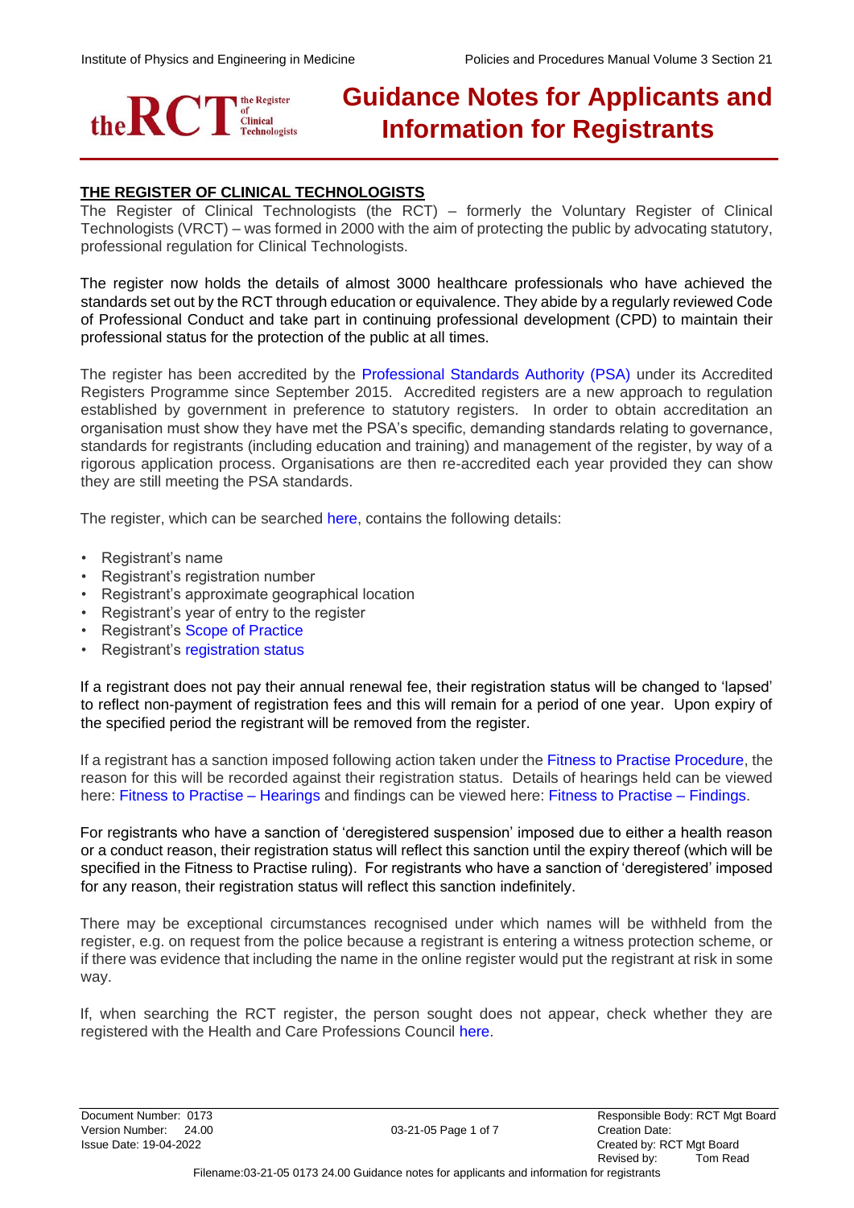# Guidance Notes for Applicants and Information for Registrants

## THE REGISTER OF CLINICAL TECHNOLOGISTS

The Register of Clinical Technologists (the RCT) – formerly the Voluntary Register of Clinical Technologists (VRCT) – was formed in 2000 with the aim of protecting the public by advocating statutory, professional regulation for Clinical Technologists.

The register now holds the details of almost 3000 healthcare professionals who have achieved the standards set out by the RCT through education or equivalence. They abide by a regularly reviewed Code of Professional Conduct and take part in continuing professional development (CPD) to maintain their professional status for the protection of the public at all times.

The register has been accredited by the Professional Standards Authority (PSA) under its Accredited Registers Programme since September 2015. Accredited registers are a new approach to regulation established by government in preference to statutory registers. In order to obtain accreditation an organisation must show they have met the PSA's specific, demanding standards relating to governance, standards for registrants (including education and training) and management of the register, by way of a rigorous application process. Organisations are then re-accredited each year provided they can show they are still meeting the PSA standards.

The register, which can be searched here, contains the following details:

- Registrant's name
- Registrant's registration number
- Registrant's approximate geographical location
- Registrant's year of entry to the register
- Registrant's Scope of Practice
- Registrant's registration status

If a registrant does not pay their annual renewal fee, their registration status will be changed to 'lapsed' to reflect non-payment of registration fees and this will remain for a period of one year. Upon expiry of the specified period the registrant will be removed from the register.

If a registrant has a sanction imposed following action taken under the Fitness to Practise Procedure, the reason for this will be recorded against their registration status. Details of hearings held can be viewed here: Fitness to Practise – Hearings and findings can be viewed here: Fitness to Practise – Findings.

For registrants who have a sanction of 'deregistered suspension' imposed due to either a health reason or a conduct reason, their registration status will reflect this sanction until the expiry thereof (which will be specified in the Fitness to Practise ruling). For registrants who have a sanction of 'deregistered' imposed for any reason, their registration status will reflect this sanction indefinitely.

There may be exceptional circumstances recognised under which names will be withheld from the register, e.g. on request from the police because a registrant is entering a witness protection scheme, or if there was evidence that including the name in the online register would put the registrant at risk in some way.

If, when searching the RCT register, the person sought does not appear, check whether they are registered with the Health and Care Professions Council here.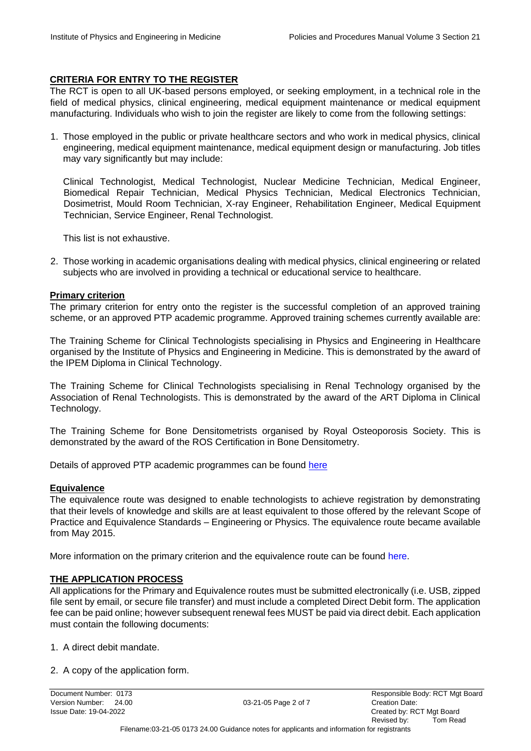## CRITERIA FOR ENTRY TO THE REGISTER

The RCT is open to all UK-based persons employed, or seeking employment, in a technical role in the field of medical physics, clinical engineering, medical equipment maintenance or medical equipment manufacturing. Individuals who wish to join the register are likely to come from the following settings:

1. Those employed in the public or private healthcare sectors and who work in medical physics, clinical engineering, medical equipment maintenance, medical equipment design or manufacturing. Job titles may vary significantly but may include:

   Clinical Technologist, Medical Technologist, Nuclear Medicine Technician, Medical Engineer, Biomedical Repair Technician, Medical Physics Technician, Medical Electronics Technician, Dosimetrist, Mould Room Technician, X-ray Engineer, Rehabilitation Engineer, Medical Equipment Technician, Service Engineer, Renal Technologist.

   This list is not exhaustive.

2. Those working in academic organisations dealing with medical physics, clinical engineering or related subjects who are involved in providing a technical or educational service to healthcare.

### Primary criterion

The primary criterion for entry onto the register is the successful completion of an approved training scheme, or an approved PTP academic programme. Approved training schemes currently available are:

The Training Scheme for Clinical Technologists specialising in Physics and Engineering in Healthcare organised by the Institute of Physics and Engineering in Medicine. This is demonstrated by the award of the IPEM Diploma in Clinical Technology.

The Training Scheme for Clinical Technologists specialising in Renal Technology organised by the Association of Renal Technologists. This is demonstrated by the award of the ART Diploma in Clinical Technology.

The Training Scheme for Bone Densitometrists organised by Royal Osteoporosis Society. This is demonstrated by the award of the ROS Certification in Bone Densitometry.

Details of approved PTP academic programmes can be found here

### Equivalence

The equivalence route was designed to enable technologists to achieve registration by demonstrating that their levels of knowledge and skills are at least equivalent to those offered by the relevant Scope of Practice and Equivalence Standards – Engineering or Physics. The equivalence route became available from May 2015.

More information on the primary criterion and the equivalence route can be found here.

## THE APPLICATION PROCESS

All applications for the Primary and Equivalence routes must be submitted electronically (i.e. USB, zipped file sent by email, or secure file transfer) and must include a completed Direct Debit form. The application fee can be paid online; however subsequent renewal fees MUST be paid via direct debit. Each application must contain the following documents:

1. A direct debit mandate.

2. A copy of the application form.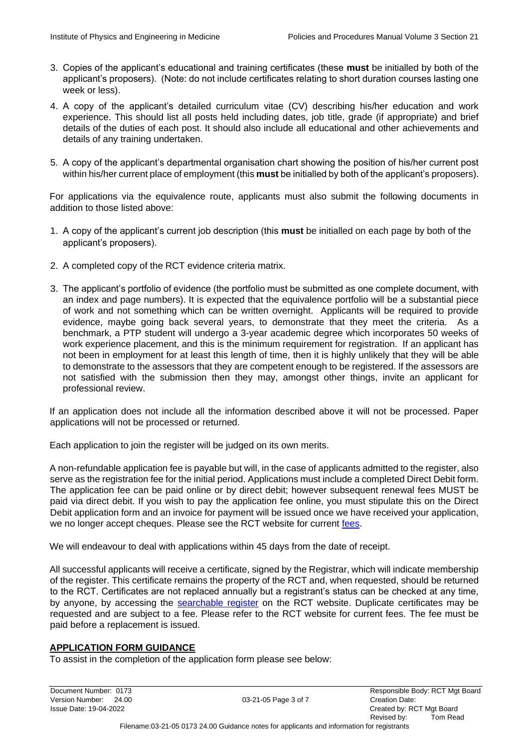3. Copies of the applicant's educational and training certificates (these **must** be initialled by both of the applicant's proposers). (Note: do not include certificates relating to short duration courses lasting one week or less).

4. A copy of the applicant's detailed curriculum vitae (CV) describing his/her education and work experience. This should list all posts held including dates, job title, grade (if appropriate) and brief details of the duties of each post. It should also include all educational and other achievements and details of any training undertaken.

5. A copy of the applicant's departmental organisation chart showing the position of his/her current post within his/her current place of employment (this **must** be initialled by both of the applicant's proposers).

For applications via the equivalence route, applicants must also submit the following documents in addition to those listed above:

1. A copy of the applicant's current job description (this **must** be initialled on each page by both of the applicant's proposers).

2. A completed copy of the RCT evidence criteria matrix.

3. The applicant's portfolio of evidence (the portfolio must be submitted as one complete document, with an index and page numbers). It is expected that the equivalence portfolio will be a substantial piece of work and not something which can be written overnight. Applicants will be required to provide evidence, maybe going back several years, to demonstrate that they meet the criteria. As a benchmark, a PTP student will undergo a 3-year academic degree which incorporates 50 weeks of work experience placement, and this is the minimum requirement for registration. If an applicant has not been in employment for at least this length of time, then it is highly unlikely that they will be able to demonstrate to the assessors that they are competent enough to be registered. If the assessors are not satisfied with the submission then they may, amongst other things, invite an applicant for professional review.

If an application does not include all the information described above it will not be processed. Paper applications will not be processed or returned.

Each application to join the register will be judged on its own merits.

A non-refundable application fee is payable but will, in the case of applicants admitted to the register, also serve as the registration fee for the initial period. Applications must include a completed Direct Debit form. The application fee can be paid online or by direct debit; however subsequent renewal fees MUST be paid via direct debit. If you wish to pay the application fee online, you must stipulate this on the Direct Debit application form and an invoice for payment will be issued once we have received your application, we no longer accept cheques. Please see the RCT website for current fees.

We will endeavour to deal with applications within 45 days from the date of receipt.

All successful applicants will receive a certificate, signed by the Registrar, which will indicate membership of the register. This certificate remains the property of the RCT and, when requested, should be returned to the RCT. Certificates are not replaced annually but a registrant's status can be checked at any time, by anyone, by accessing the searchable register on the RCT website. Duplicate certificates may be requested and are subject to a fee. Please refer to the RCT website for current fees. The fee must be paid before a replacement is issued.

## APPLICATION FORM GUIDANCE

To assist in the completion of the application form please see below: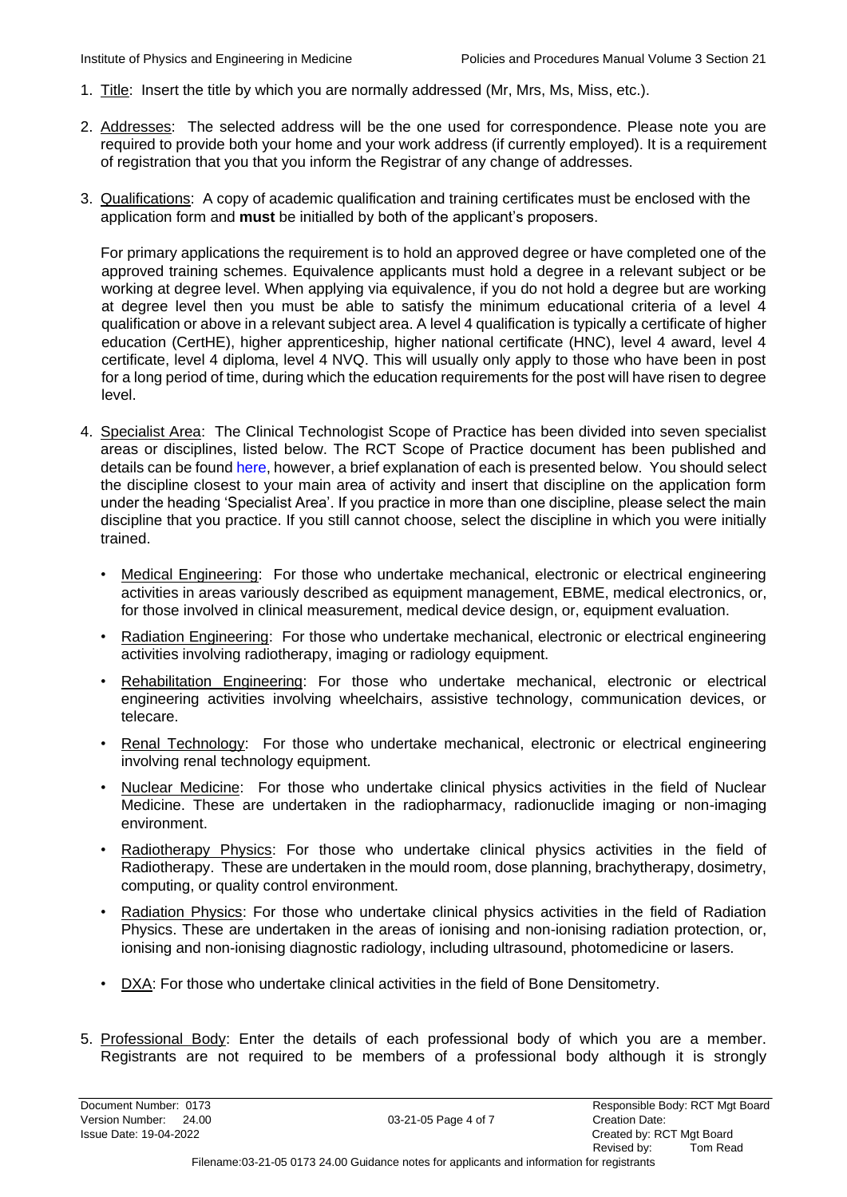1. Title: Insert the title by which you are normally addressed (Mr, Mrs, Ms, Miss, etc.).

2. Addresses: The selected address will be the one used for correspondence. Please note you are required to provide both your home and your work address (if currently employed). It is a requirement of registration that you that you inform the Registrar of any change of addresses.

3. Qualifications: A copy of academic qualification and training certificates must be enclosed with the application form and **must** be initialled by both of the applicant's proposers.

   For primary applications the requirement is to hold an approved degree or have completed one of the approved training schemes. Equivalence applicants must hold a degree in a relevant subject or be working at degree level. When applying via equivalence, if you do not hold a degree but are working at degree level then you must be able to satisfy the minimum educational criteria of a level 4 qualification or above in a relevant subject area. A level 4 qualification is typically a certificate of higher education (CertHE), higher apprenticeship, higher national certificate (HNC), level 4 award, level 4 certificate, level 4 diploma, level 4 NVQ. This will usually only apply to those who have been in post for a long period of time, during which the education requirements for the post will have risen to degree level.

4. Specialist Area: The Clinical Technologist Scope of Practice has been divided into seven specialist areas or disciplines, listed below. The RCT Scope of Practice document has been published and details can be found here, however, a brief explanation of each is presented below. You should select the discipline closest to your main area of activity and insert that discipline on the application form under the heading 'Specialist Area'. If you practice in more than one discipline, please select the main discipline that you practice. If you still cannot choose, select the discipline in which you were initially trained.

   - Medical Engineering: For those who undertake mechanical, electronic or electrical engineering activities in areas variously described as equipment management, EBME, medical electronics, or, for those involved in clinical measurement, medical device design, or, equipment evaluation.
   - Radiation Engineering: For those who undertake mechanical, electronic or electrical engineering activities involving radiotherapy, imaging or radiology equipment.
   - Rehabilitation Engineering: For those who undertake mechanical, electronic or electrical engineering activities involving wheelchairs, assistive technology, communication devices, or telecare.
   - Renal Technology: For those who undertake mechanical, electronic or electrical engineering involving renal technology equipment.
   - Nuclear Medicine: For those who undertake clinical physics activities in the field of Nuclear Medicine. These are undertaken in the radiopharmacy, radionuclide imaging or non-imaging environment.
   - Radiotherapy Physics: For those who undertake clinical physics activities in the field of Radiotherapy. These are undertaken in the mould room, dose planning, brachytherapy, dosimetry, computing, or quality control environment.
   - Radiation Physics: For those who undertake clinical physics activities in the field of Radiation Physics. These are undertaken in the areas of ionising and non-ionising radiation protection, or, ionising and non-ionising diagnostic radiology, including ultrasound, photomedicine or lasers.
   - DXA: For those who undertake clinical activities in the field of Bone Densitometry.

5. Professional Body: Enter the details of each professional body of which you are a member. Registrants are not required to be members of a professional body although it is strongly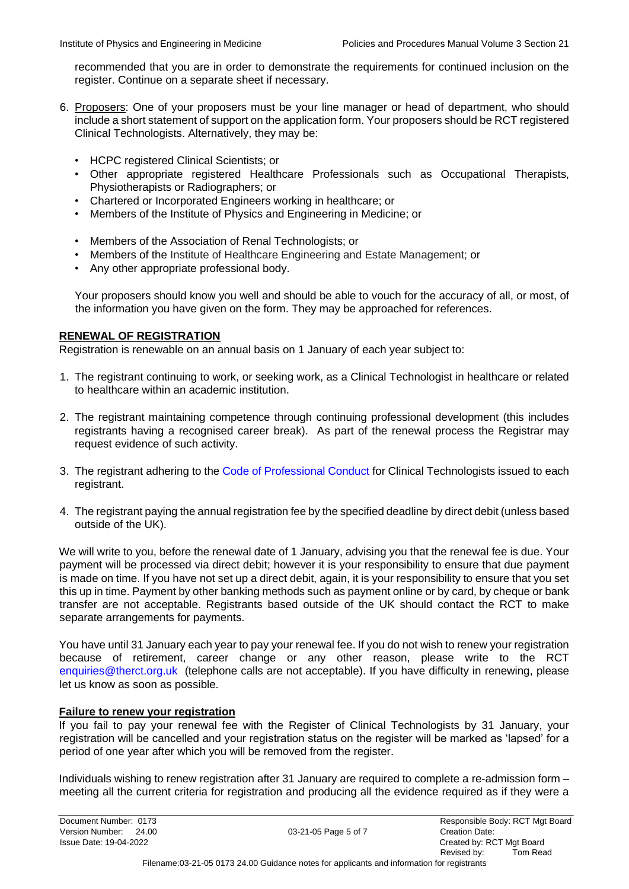recommended that you are in order to demonstrate the requirements for continued inclusion on the register. Continue on a separate sheet if necessary.

6. Proposers: One of your proposers must be your line manager or head of department, who should include a short statement of support on the application form. Your proposers should be RCT registered Clinical Technologists. Alternatively, they may be:

   - HCPC registered Clinical Scientists; or
   - Other appropriate registered Healthcare Professionals such as Occupational Therapists, Physiotherapists or Radiographers; or
   - Chartered or Incorporated Engineers working in healthcare; or
   - Members of the Institute of Physics and Engineering in Medicine; or
   - Members of the Association of Renal Technologists; or
   - Members of the Institute of Healthcare Engineering and Estate Management; or
   - Any other appropriate professional body.

   Your proposers should know you well and should be able to vouch for the accuracy of all, or most, of the information you have given on the form. They may be approached for references.

## RENEWAL OF REGISTRATION

Registration is renewable on an annual basis on 1 January of each year subject to:

1. The registrant continuing to work, or seeking work, as a Clinical Technologist in healthcare or related to healthcare within an academic institution.

2. The registrant maintaining competence through continuing professional development (this includes registrants having a recognised career break). As part of the renewal process the Registrar may request evidence of such activity.

3. The registrant adhering to the Code of Professional Conduct for Clinical Technologists issued to each registrant.

4. The registrant paying the annual registration fee by the specified deadline by direct debit (unless based outside of the UK).

We will write to you, before the renewal date of 1 January, advising you that the renewal fee is due. Your payment will be processed via direct debit; however it is your responsibility to ensure that due payment is made on time. If you have not set up a direct debit, again, it is your responsibility to ensure that you set this up in time. Payment by other banking methods such as payment online or by card, by cheque or bank transfer are not acceptable. Registrants based outside of the UK should contact the RCT to make separate arrangements for payments.

You have until 31 January each year to pay your renewal fee. If you do not wish to renew your registration because of retirement, career change or any other reason, please write to the RCT enquiries@therct.org.uk (telephone calls are not acceptable). If you have difficulty in renewing, please let us know as soon as possible.

### Failure to renew your registration

If you fail to pay your renewal fee with the Register of Clinical Technologists by 31 January, your registration will be cancelled and your registration status on the register will be marked as 'lapsed' for a period of one year after which you will be removed from the register.

Individuals wishing to renew registration after 31 January are required to complete a re-admission form – meeting all the current criteria for registration and producing all the evidence required as if they were a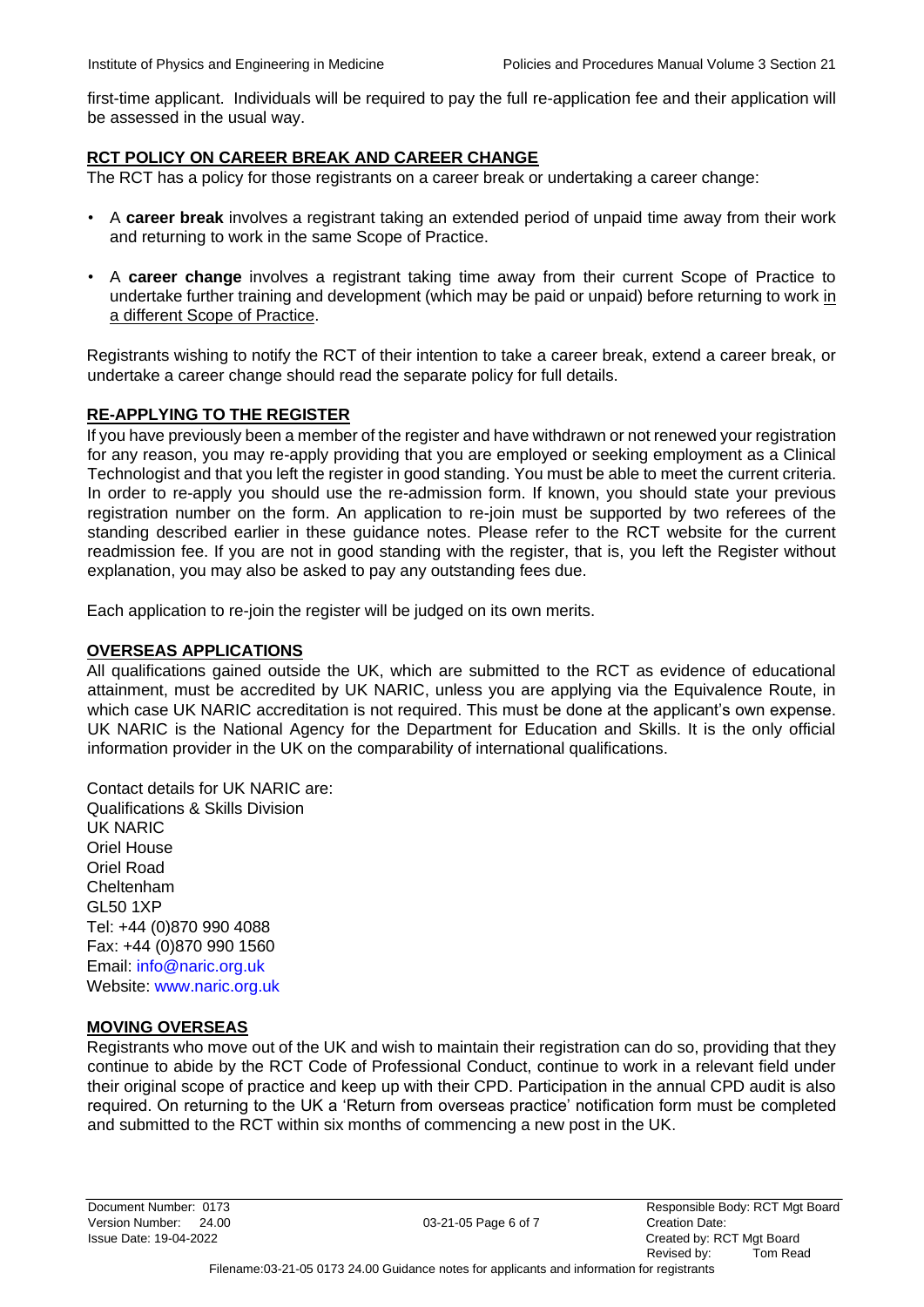first-time applicant. Individuals will be required to pay the full re-application fee and their application will be assessed in the usual way.

## RCT POLICY ON CAREER BREAK AND CAREER CHANGE

The RCT has a policy for those registrants on a career break or undertaking a career change:

- A **career break** involves a registrant taking an extended period of unpaid time away from their work and returning to work in the same Scope of Practice.
- A **career change** involves a registrant taking time away from their current Scope of Practice to undertake further training and development (which may be paid or unpaid) before returning to work in a different Scope of Practice.

Registrants wishing to notify the RCT of their intention to take a career break, extend a career break, or undertake a career change should read the separate policy for full details.

## RE-APPLYING TO THE REGISTER

If you have previously been a member of the register and have withdrawn or not renewed your registration for any reason, you may re-apply providing that you are employed or seeking employment as a Clinical Technologist and that you left the register in good standing. You must be able to meet the current criteria. In order to re-apply you should use the re-admission form. If known, you should state your previous registration number on the form. An application to re-join must be supported by two referees of the standing described earlier in these guidance notes. Please refer to the RCT website for the current readmission fee. If you are not in good standing with the register, that is, you left the Register without explanation, you may also be asked to pay any outstanding fees due.

Each application to re-join the register will be judged on its own merits.

## OVERSEAS APPLICATIONS

All qualifications gained outside the UK, which are submitted to the RCT as evidence of educational attainment, must be accredited by UK NARIC, unless you are applying via the Equivalence Route, in which case UK NARIC accreditation is not required. This must be done at the applicant's own expense. UK NARIC is the National Agency for the Department for Education and Skills. It is the only official information provider in the UK on the comparability of international qualifications.

Contact details for UK NARIC are:
Qualifications & Skills Division
UK NARIC
Oriel House
Oriel Road
Cheltenham
GL50 1XP
Tel: +44 (0)870 990 4088
Fax: +44 (0)870 990 1560
Email: info@naric.org.uk
Website: www.naric.org.uk

## MOVING OVERSEAS

Registrants who move out of the UK and wish to maintain their registration can do so, providing that they continue to abide by the RCT Code of Professional Conduct, continue to work in a relevant field under their original scope of practice and keep up with their CPD. Participation in the annual CPD audit is also required. On returning to the UK a 'Return from overseas practice' notification form must be completed and submitted to the RCT within six months of commencing a new post in the UK.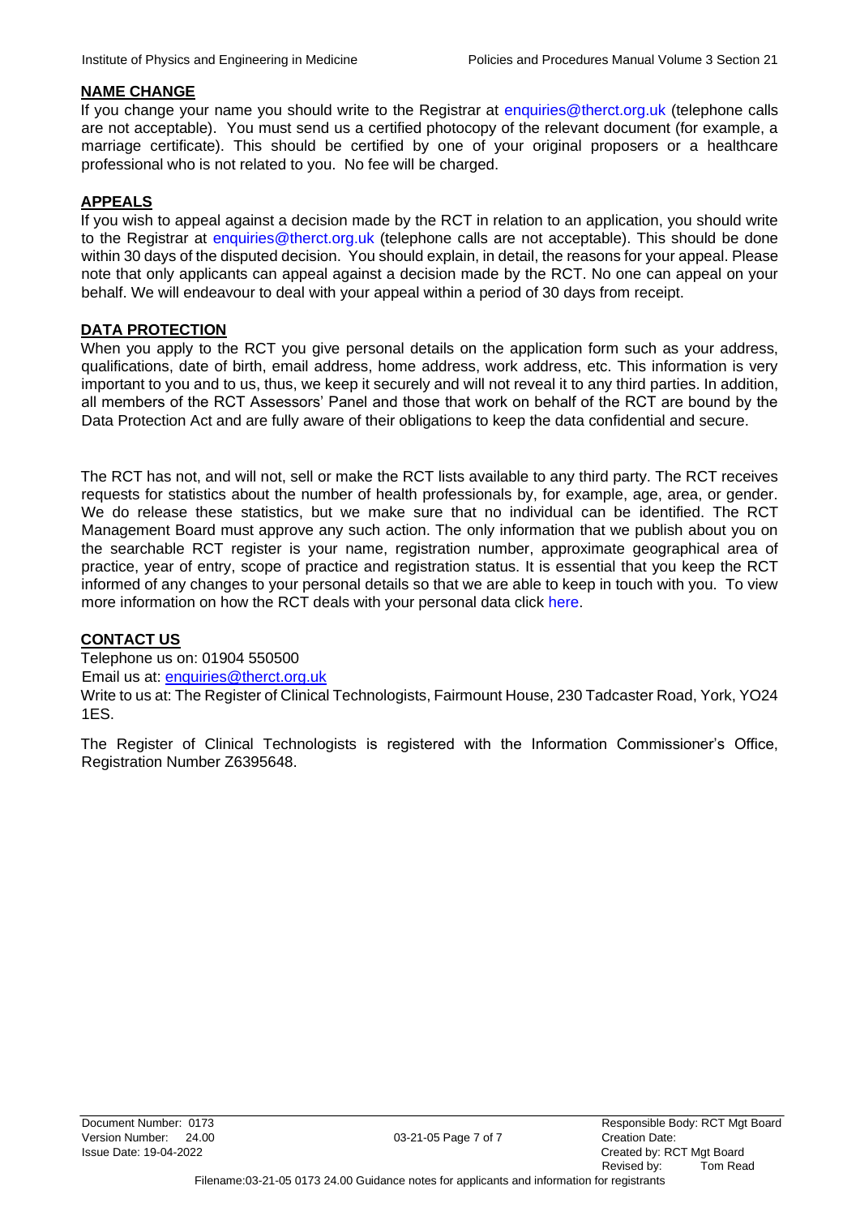## NAME CHANGE

If you change your name you should write to the Registrar at enquiries@therct.org.uk (telephone calls are not acceptable). You must send us a certified photocopy of the relevant document (for example, a marriage certificate). This should be certified by one of your original proposers or a healthcare professional who is not related to you. No fee will be charged.

## APPEALS

If you wish to appeal against a decision made by the RCT in relation to an application, you should write to the Registrar at enquiries@therct.org.uk (telephone calls are not acceptable). This should be done within 30 days of the disputed decision. You should explain, in detail, the reasons for your appeal. Please note that only applicants can appeal against a decision made by the RCT. No one can appeal on your behalf. We will endeavour to deal with your appeal within a period of 30 days from receipt.

## DATA PROTECTION

When you apply to the RCT you give personal details on the application form such as your address, qualifications, date of birth, email address, home address, work address, etc. This information is very important to you and to us, thus, we keep it securely and will not reveal it to any third parties. In addition, all members of the RCT Assessors' Panel and those that work on behalf of the RCT are bound by the Data Protection Act and are fully aware of their obligations to keep the data confidential and secure.

The RCT has not, and will not, sell or make the RCT lists available to any third party. The RCT receives requests for statistics about the number of health professionals by, for example, age, area, or gender. We do release these statistics, but we make sure that no individual can be identified. The RCT Management Board must approve any such action. The only information that we publish about you on the searchable RCT register is your name, registration number, approximate geographical area of practice, year of entry, scope of practice and registration status. It is essential that you keep the RCT informed of any changes to your personal details so that we are able to keep in touch with you. To view more information on how the RCT deals with your personal data click here.

## CONTACT US

Telephone us on: 01904 550500

Email us at: enquiries@therct.org.uk

Write to us at: The Register of Clinical Technologists, Fairmount House, 230 Tadcaster Road, York, YO24 1ES.

The Register of Clinical Technologists is registered with the Information Commissioner's Office, Registration Number Z6395648.